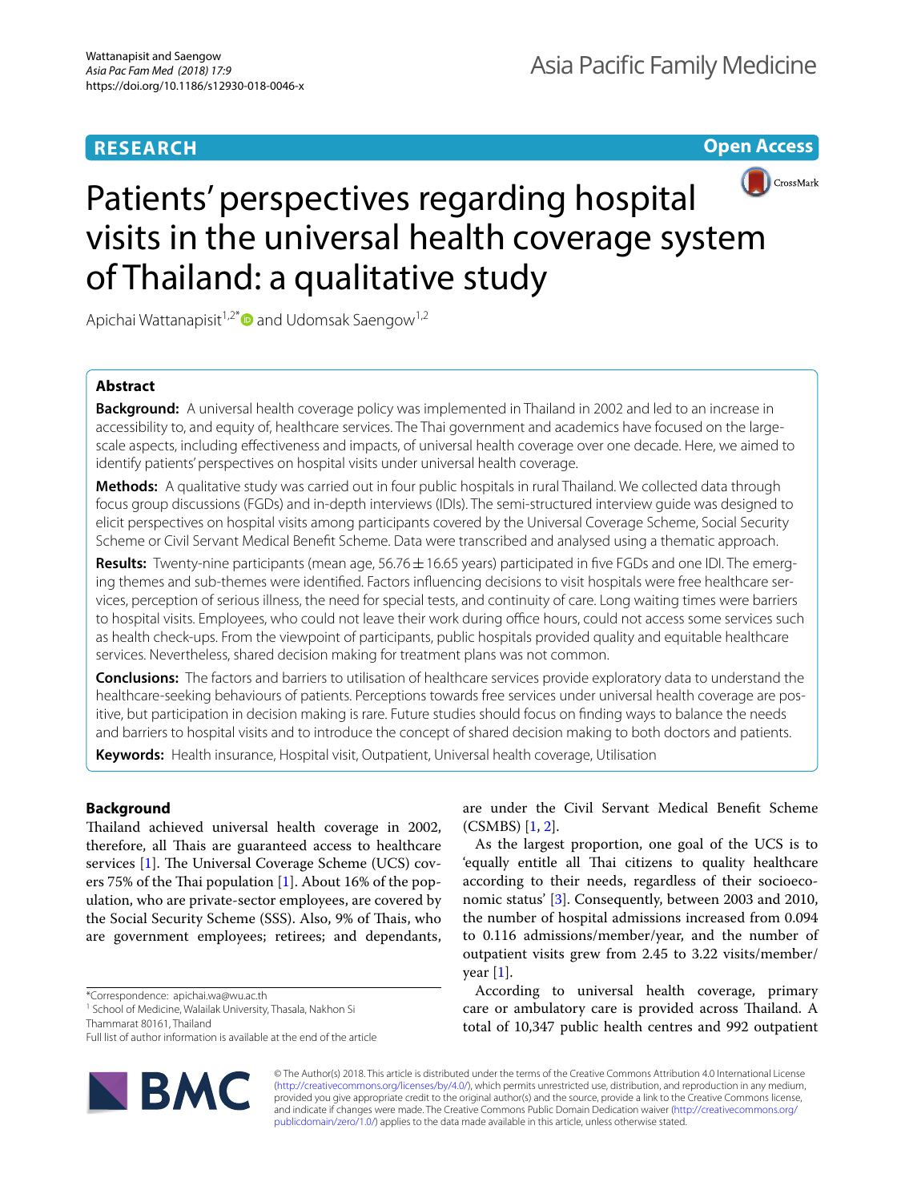RESEARCH

Open Access

# Patients' perspectives regarding hospital visits in the universal health coverage system of Thailand: a qualitative study

Apichai Wattanapisit[1,2*] and Udomsak Saengow[1,2]

## Abstract

**Background:** A universal health coverage policy was implemented in Thailand in 2002 and led to an increase in accessibility to, and equity of, healthcare services. The Thai government and academics have focused on the large-scale aspects, including effectiveness and impacts, of universal health coverage over one decade. Here, we aimed to identify patients' perspectives on hospital visits under universal health coverage.

**Methods:** A qualitative study was carried out in four public hospitals in rural Thailand. We collected data through focus group discussions (FGDs) and in-depth interviews (IDIs). The semi-structured interview guide was designed to elicit perspectives on hospital visits among participants covered by the Universal Coverage Scheme, Social Security Scheme or Civil Servant Medical Benefit Scheme. Data were transcribed and analysed using a thematic approach.

**Results:** Twenty-nine participants (mean age, 56.76 ± 16.65 years) participated in five FGDs and one IDI. The emerging themes and sub-themes were identified. Factors influencing decisions to visit hospitals were free healthcare services, perception of serious illness, the need for special tests, and continuity of care. Long waiting times were barriers to hospital visits. Employees, who could not leave their work during office hours, could not access some services such as health check-ups. From the viewpoint of participants, public hospitals provided quality and equitable healthcare services. Nevertheless, shared decision making for treatment plans was not common.

**Conclusions:** The factors and barriers to utilisation of healthcare services provide exploratory data to understand the healthcare-seeking behaviours of patients. Perceptions towards free services under universal health coverage are positive, but participation in decision making is rare. Future studies should focus on finding ways to balance the needs and barriers to hospital visits and to introduce the concept of shared decision making to both doctors and patients.

**Keywords:** Health insurance, Hospital visit, Outpatient, Universal health coverage, Utilisation

## Background

Thailand achieved universal health coverage in 2002, therefore, all Thais are guaranteed access to healthcare services [1]. The Universal Coverage Scheme (UCS) covers 75% of the Thai population [1]. About 16% of the population, who are private-sector employees, are covered by the Social Security Scheme (SSS). Also, 9% of Thais, who are government employees; retirees; and dependants, are under the Civil Servant Medical Benefit Scheme (CSMBS) [1, 2].

As the largest proportion, one goal of the UCS is to 'equally entitle all Thai citizens to quality healthcare according to their needs, regardless of their socioeconomic status' [3]. Consequently, between 2003 and 2010, the number of hospital admissions increased from 0.094 to 0.116 admissions/member/year, and the number of outpatient visits grew from 2.45 to 3.22 visits/member/year [1].

According to universal health coverage, primary care or ambulatory care is provided across Thailand. A total of 10,347 public health centres and 992 outpatient

*Correspondence: apichai.wa@wu.ac.th

[1] School of Medicine, Walailak University, Thasala, Nakhon Si Thammarat 80161, Thailand

Full list of author information is available at the end of the article

© The Author(s) 2018. This article is distributed under the terms of the Creative Commons Attribution 4.0 International License (http://creativecommons.org/licenses/by/4.0/), which permits unrestricted use, distribution, and reproduction in any medium, provided you give appropriate credit to the original author(s) and the source, provide a link to the Creative Commons license, and indicate if changes were made. The Creative Commons Public Domain Dedication waiver (http://creativecommons.org/publicdomain/zero/1.0/) applies to the data made available in this article, unless otherwise stated.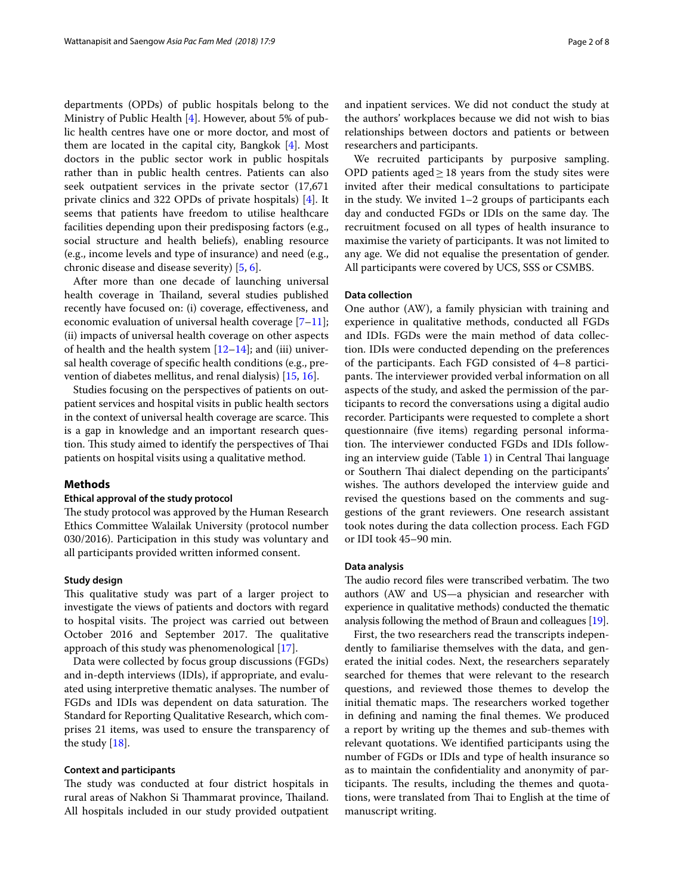departments (OPDs) of public hospitals belong to the Ministry of Public Health [4]. However, about 5% of public health centres have one or more doctor, and most of them are located in the capital city, Bangkok [4]. Most doctors in the public sector work in public hospitals rather than in public health centres. Patients can also seek outpatient services in the private sector (17,671 private clinics and 322 OPDs of private hospitals) [4]. It seems that patients have freedom to utilise healthcare facilities depending upon their predisposing factors (e.g., social structure and health beliefs), enabling resource (e.g., income levels and type of insurance) and need (e.g., chronic disease and disease severity) [5, 6].

After more than one decade of launching universal health coverage in Thailand, several studies published recently have focused on: (i) coverage, effectiveness, and economic evaluation of universal health coverage [7–11]; (ii) impacts of universal health coverage on other aspects of health and the health system [12–14]; and (iii) universal health coverage of specific health conditions (e.g., prevention of diabetes mellitus, and renal dialysis) [15, 16].

Studies focusing on the perspectives of patients on outpatient services and hospital visits in public health sectors in the context of universal health coverage are scarce. This is a gap in knowledge and an important research question. This study aimed to identify the perspectives of Thai patients on hospital visits using a qualitative method.

## Methods

### Ethical approval of the study protocol

The study protocol was approved by the Human Research Ethics Committee Walailak University (protocol number 030/2016). Participation in this study was voluntary and all participants provided written informed consent.

### Study design

This qualitative study was part of a larger project to investigate the views of patients and doctors with regard to hospital visits. The project was carried out between October 2016 and September 2017. The qualitative approach of this study was phenomenological [17].

Data were collected by focus group discussions (FGDs) and in-depth interviews (IDIs), if appropriate, and evaluated using interpretive thematic analyses. The number of FGDs and IDIs was dependent on data saturation. The Standard for Reporting Qualitative Research, which comprises 21 items, was used to ensure the transparency of the study [18].

### Context and participants

The study was conducted at four district hospitals in rural areas of Nakhon Si Thammarat province, Thailand. All hospitals included in our study provided outpatient and inpatient services. We did not conduct the study at the authors' workplaces because we did not wish to bias relationships between doctors and patients or between researchers and participants.

We recruited participants by purposive sampling. OPD patients aged ≥ 18 years from the study sites were invited after their medical consultations to participate in the study. We invited 1–2 groups of participants each day and conducted FGDs or IDIs on the same day. The recruitment focused on all types of health insurance to maximise the variety of participants. It was not limited to any age. We did not equalise the presentation of gender. All participants were covered by UCS, SSS or CSMBS.

### Data collection

One author (AW), a family physician with training and experience in qualitative methods, conducted all FGDs and IDIs. FGDs were the main method of data collection. IDIs were conducted depending on the preferences of the participants. Each FGD consisted of 4–8 participants. The interviewer provided verbal information on all aspects of the study, and asked the permission of the participants to record the conversations using a digital audio recorder. Participants were requested to complete a short questionnaire (five items) regarding personal information. The interviewer conducted FGDs and IDIs following an interview guide (Table 1) in Central Thai language or Southern Thai dialect depending on the participants' wishes. The authors developed the interview guide and revised the questions based on the comments and suggestions of the grant reviewers. One research assistant took notes during the data collection process. Each FGD or IDI took 45–90 min.

### Data analysis

The audio record files were transcribed verbatim. The two authors (AW and US—a physician and researcher with experience in qualitative methods) conducted the thematic analysis following the method of Braun and colleagues [19].

First, the two researchers read the transcripts independently to familiarise themselves with the data, and generated the initial codes. Next, the researchers separately searched for themes that were relevant to the research questions, and reviewed those themes to develop the initial thematic maps. The researchers worked together in defining and naming the final themes. We produced a report by writing up the themes and sub-themes with relevant quotations. We identified participants using the number of FGDs or IDIs and type of health insurance so as to maintain the confidentiality and anonymity of participants. The results, including the themes and quotations, were translated from Thai to English at the time of manuscript writing.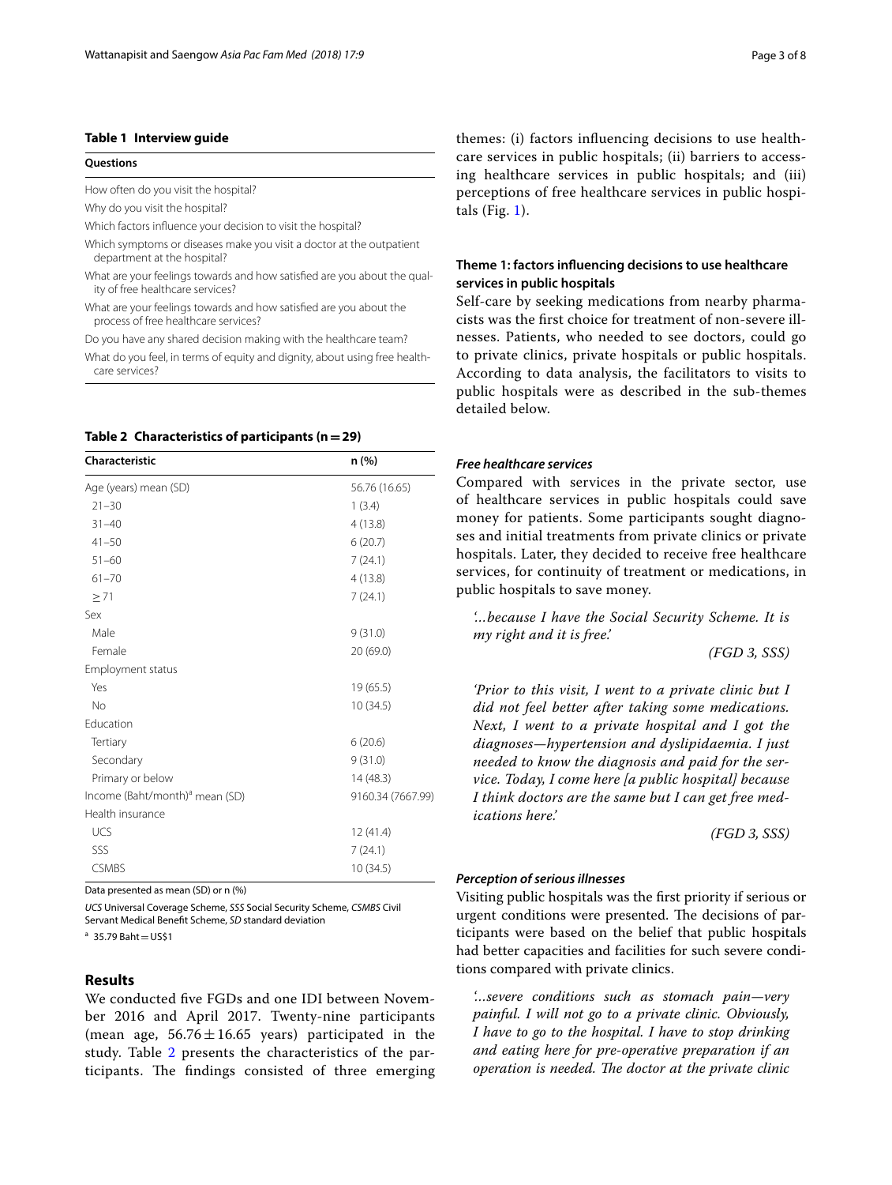**Table 1 Interview guide**

| Questions |
| --- |
| How often do you visit the hospital? |
| Why do you visit the hospital? |
| Which factors influence your decision to visit the hospital? |
| Which symptoms or diseases make you visit a doctor at the outpatient department at the hospital? |
| What are your feelings towards and how satisfied are you about the quality of free healthcare services? |
| What are your feelings towards and how satisfied are you about the process of free healthcare services? |
| Do you have any shared decision making with the healthcare team? |
| What do you feel, in terms of equity and dignity, about using free healthcare services? |

**Table 2 Characteristics of participants (n = 29)**

| Characteristic | n (%) |
| --- | --- |
| Age (years) mean (SD) | 56.76 (16.65) |
| 21–30 | 1 (3.4) |
| 31–40 | 4 (13.8) |
| 41–50 | 6 (20.7) |
| 51–60 | 7 (24.1) |
| 61–70 | 4 (13.8) |
| ≥ 71 | 7 (24.1) |
| Sex | |
| Male | 9 (31.0) |
| Female | 20 (69.0) |
| Employment status | |
| Yes | 19 (65.5) |
| No | 10 (34.5) |
| Education | |
| Tertiary | 6 (20.6) |
| Secondary | 9 (31.0) |
| Primary or below | 14 (48.3) |
| Income (Baht/month)[a] mean (SD) | 9160.34 (7667.99) |
| Health insurance | |
| UCS | 12 (41.4) |
| SSS | 7 (24.1) |
| CSMBS | 10 (34.5) |

Data presented as mean (SD) or n (%)

*UCS* Universal Coverage Scheme, *SSS* Social Security Scheme, *CSMBS* Civil Servant Medical Benefit Scheme, *SD* standard deviation

[a] 35.79 Baht = US$1

## Results

We conducted five FGDs and one IDI between November 2016 and April 2017. Twenty-nine participants (mean age, $56.76 \pm 16.65$ years) participated in the study. Table 2 presents the characteristics of the participants. The findings consisted of three emerging themes: (i) factors influencing decisions to use healthcare services in public hospitals; (ii) barriers to accessing healthcare services in public hospitals; and (iii) perceptions of free healthcare services in public hospitals (Fig. 1).

### Theme 1: factors influencing decisions to use healthcare services in public hospitals

Self-care by seeking medications from nearby pharmacists was the first choice for treatment of non-severe illnesses. Patients, who needed to see doctors, could go to private clinics, private hospitals or public hospitals. According to data analysis, the facilitators to visits to public hospitals were as described in the sub-themes detailed below.

#### *Free healthcare services*

Compared with services in the private sector, use of healthcare services in public hospitals could save money for patients. Some participants sought diagnoses and initial treatments from private clinics or private hospitals. Later, they decided to receive free healthcare services, for continuity of treatment or medications, in public hospitals to save money.

> *'…because I have the Social Security Scheme. It is my right and it is free.'*
>
> *(FGD 3, SSS)*

> *'Prior to this visit, I went to a private clinic but I did not feel better after taking some medications. Next, I went to a private hospital and I got the diagnoses—hypertension and dyslipidaemia. I just needed to know the diagnosis and paid for the service. Today, I come here [a public hospital] because I think doctors are the same but I can get free medications here.'*
>
> *(FGD 3, SSS)*

#### *Perception of serious illnesses*

Visiting public hospitals was the first priority if serious or urgent conditions were presented. The decisions of participants were based on the belief that public hospitals had better capacities and facilities for such severe conditions compared with private clinics.

> *'…severe conditions such as stomach pain—very painful. I will not go to a private clinic. Obviously, I have to go to the hospital. I have to stop drinking and eating here for pre-operative preparation if an operation is needed. The doctor at the private clinic*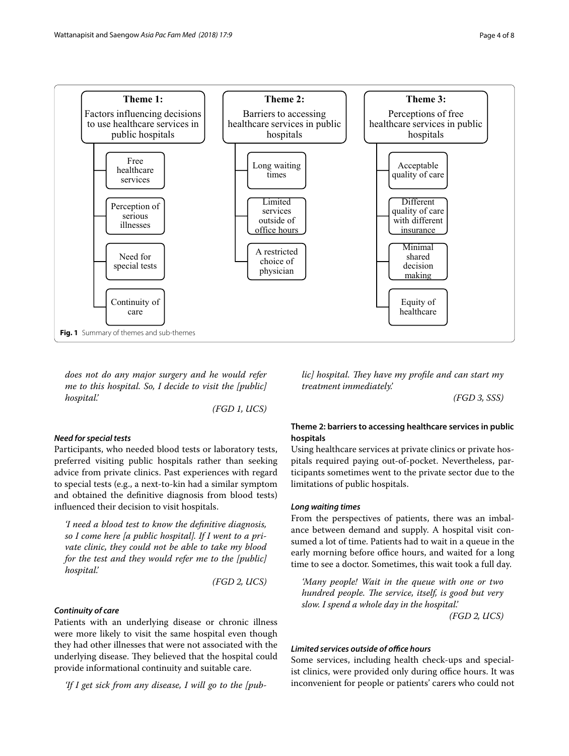Theme 1: Factors influencing decisions to use healthcare services in public hospitals
- Free healthcare services
- Perception of serious illnesses
- Need for special tests
- Continuity of care

Theme 2: Barriers to accessing healthcare services in public hospitals
- Long waiting times
- Limited services outside of office hours
- A restricted choice of physician

Theme 3: Perceptions of free healthcare services in public hospitals
- Acceptable quality of care
- Different quality of care with different insurance
- Minimal shared decision making
- Equity of healthcare

**Fig. 1** Summary of themes and sub-themes

*does not do any major surgery and he would refer me to this hospital. So, I decide to visit the [public] hospital.'*

*(FGD 1, UCS)*

#### *Need for special tests*

Participants, who needed blood tests or laboratory tests, preferred visiting public hospitals rather than seeking advice from private clinics. Past experiences with regard to special tests (e.g., a next-to-kin had a similar symptom and obtained the definitive diagnosis from blood tests) influenced their decision to visit hospitals.

> *'I need a blood test to know the definitive diagnosis, so I come here [a public hospital]. If I went to a private clinic, they could not be able to take my blood for the test and they would refer me to the [public] hospital.'*
>
> *(FGD 2, UCS)*

#### *Continuity of care*

Patients with an underlying disease or chronic illness were more likely to visit the same hospital even though they had other illnesses that were not associated with the underlying disease. They believed that the hospital could provide informational continuity and suitable care.

> *'If I get sick from any disease, I will go to the [public] hospital. They have my profile and can start my treatment immediately.'*
>
> *(FGD 3, SSS)*

### Theme 2: barriers to accessing healthcare services in public hospitals

Using healthcare services at private clinics or private hospitals required paying out-of-pocket. Nevertheless, participants sometimes went to the private sector due to the limitations of public hospitals.

#### *Long waiting times*

From the perspectives of patients, there was an imbalance between demand and supply. A hospital visit consumed a lot of time. Patients had to wait in a queue in the early morning before office hours, and waited for a long time to see a doctor. Sometimes, this wait took a full day.

> *'Many people! Wait in the queue with one or two hundred people. The service, itself, is good but very slow. I spend a whole day in the hospital.'*
>
> *(FGD 2, UCS)*

#### *Limited services outside of office hours*

Some services, including health check-ups and specialist clinics, were provided only during office hours. It was inconvenient for people or patients' carers who could not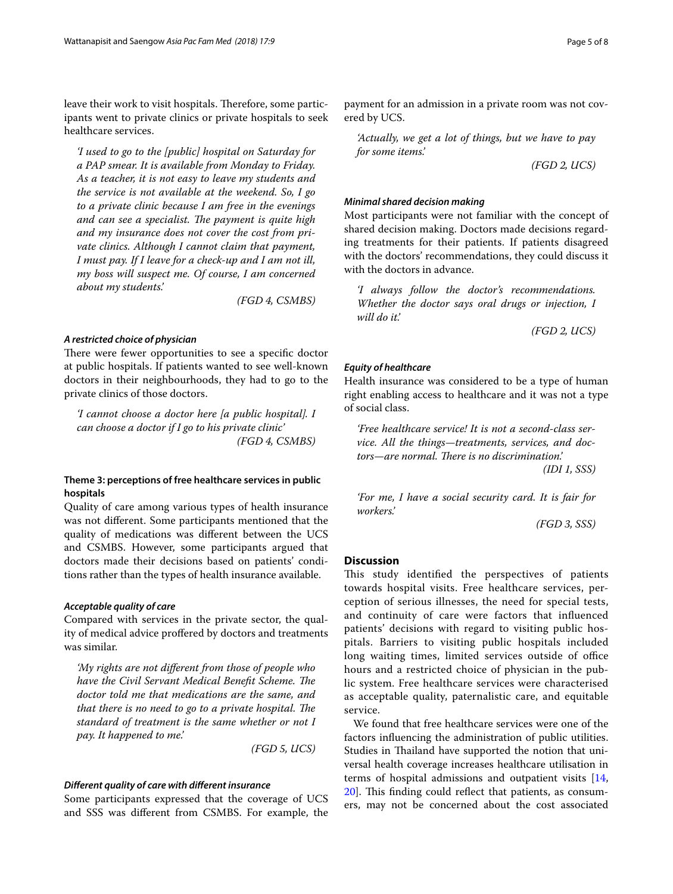leave their work to visit hospitals. Therefore, some participants went to private clinics or private hospitals to seek healthcare services.

> *'I used to go to the [public] hospital on Saturday for a PAP smear. It is available from Monday to Friday. As a teacher, it is not easy to leave my students and the service is not available at the weekend. So, I go to a private clinic because I am free in the evenings and can see a specialist. The payment is quite high and my insurance does not cover the cost from private clinics. Although I cannot claim that payment, I must pay. If I leave for a check-up and I am not ill, my boss will suspect me. Of course, I am concerned about my students.'*
>
> *(FGD 4, CSMBS)*

#### *A restricted choice of physician*

There were fewer opportunities to see a specific doctor at public hospitals. If patients wanted to see well-known doctors in their neighbourhoods, they had to go to the private clinics of those doctors.

> *'I cannot choose a doctor here [a public hospital]. I can choose a doctor if I go to his private clinic'*
>
> *(FGD 4, CSMBS)*

### Theme 3: perceptions of free healthcare services in public hospitals

Quality of care among various types of health insurance was not different. Some participants mentioned that the quality of medications was different between the UCS and CSMBS. However, some participants argued that doctors made their decisions based on patients' conditions rather than the types of health insurance available.

#### *Acceptable quality of care*

Compared with services in the private sector, the quality of medical advice proffered by doctors and treatments was similar.

> *'My rights are not different from those of people who have the Civil Servant Medical Benefit Scheme. The doctor told me that medications are the same, and that there is no need to go to a private hospital. The standard of treatment is the same whether or not I pay. It happened to me.'*
>
> *(FGD 5, UCS)*

#### *Different quality of care with different insurance*

Some participants expressed that the coverage of UCS and SSS was different from CSMBS. For example, the payment for an admission in a private room was not covered by UCS.

> *'Actually, we get a lot of things, but we have to pay for some items.'*
>
> *(FGD 2, UCS)*

#### *Minimal shared decision making*

Most participants were not familiar with the concept of shared decision making. Doctors made decisions regarding treatments for their patients. If patients disagreed with the doctors' recommendations, they could discuss it with the doctors in advance.

> *'I always follow the doctor's recommendations. Whether the doctor says oral drugs or injection, I will do it.'*
>
> *(FGD 2, UCS)*

#### *Equity of healthcare*

Health insurance was considered to be a type of human right enabling access to healthcare and it was not a type of social class.

> *'Free healthcare service! It is not a second-class service. All the things—treatments, services, and doctors—are normal. There is no discrimination.'*
>
> *(IDI 1, SSS)*

> *'For me, I have a social security card. It is fair for workers.'*
>
> *(FGD 3, SSS)*

## Discussion

This study identified the perspectives of patients towards hospital visits. Free healthcare services, perception of serious illnesses, the need for special tests, and continuity of care were factors that influenced patients' decisions with regard to visiting public hospitals. Barriers to visiting public hospitals included long waiting times, limited services outside of office hours and a restricted choice of physician in the public system. Free healthcare services were characterised as acceptable quality, paternalistic care, and equitable service.

We found that free healthcare services were one of the factors influencing the administration of public utilities. Studies in Thailand have supported the notion that universal health coverage increases healthcare utilisation in terms of hospital admissions and outpatient visits [14, 20]. This finding could reflect that patients, as consumers, may not be concerned about the cost associated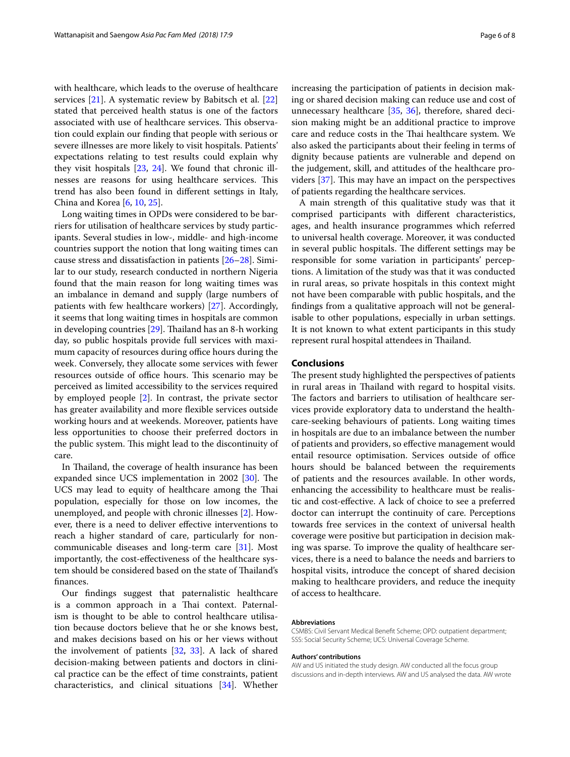with healthcare, which leads to the overuse of healthcare services [21]. A systematic review by Babitsch et al. [22] stated that perceived health status is one of the factors associated with use of healthcare services. This observation could explain our finding that people with serious or severe illnesses are more likely to visit hospitals. Patients' expectations relating to test results could explain why they visit hospitals [23, 24]. We found that chronic illnesses are reasons for using healthcare services. This trend has also been found in different settings in Italy, China and Korea [6, 10, 25].

Long waiting times in OPDs were considered to be barriers for utilisation of healthcare services by study participants. Several studies in low-, middle- and high-income countries support the notion that long waiting times can cause stress and dissatisfaction in patients [26–28]. Similar to our study, research conducted in northern Nigeria found that the main reason for long waiting times was an imbalance in demand and supply (large numbers of patients with few healthcare workers) [27]. Accordingly, it seems that long waiting times in hospitals are common in developing countries [29]. Thailand has an 8-h working day, so public hospitals provide full services with maximum capacity of resources during office hours during the week. Conversely, they allocate some services with fewer resources outside of office hours. This scenario may be perceived as limited accessibility to the services required by employed people [2]. In contrast, the private sector has greater availability and more flexible services outside working hours and at weekends. Moreover, patients have less opportunities to choose their preferred doctors in the public system. This might lead to the discontinuity of care.

In Thailand, the coverage of health insurance has been expanded since UCS implementation in 2002 [30]. The UCS may lead to equity of healthcare among the Thai population, especially for those on low incomes, the unemployed, and people with chronic illnesses [2]. However, there is a need to deliver effective interventions to reach a higher standard of care, particularly for non-communicable diseases and long-term care [31]. Most importantly, the cost-effectiveness of the healthcare system should be considered based on the state of Thailand's finances.

Our findings suggest that paternalistic healthcare is a common approach in a Thai context. Paternalism is thought to be able to control healthcare utilisation because doctors believe that he or she knows best, and makes decisions based on his or her views without the involvement of patients [32, 33]. A lack of shared decision-making between patients and doctors in clinical practice can be the effect of time constraints, patient characteristics, and clinical situations [34]. Whether increasing the participation of patients in decision making or shared decision making can reduce use and cost of unnecessary healthcare [35, 36], therefore, shared decision making might be an additional practice to improve care and reduce costs in the Thai healthcare system. We also asked the participants about their feeling in terms of dignity because patients are vulnerable and depend on the judgement, skill, and attitudes of the healthcare providers [37]. This may have an impact on the perspectives of patients regarding the healthcare services.

A main strength of this qualitative study was that it comprised participants with different characteristics, ages, and health insurance programmes which referred to universal health coverage. Moreover, it was conducted in several public hospitals. The different settings may be responsible for some variation in participants' perceptions. A limitation of the study was that it was conducted in rural areas, so private hospitals in this context might not have been comparable with public hospitals, and the findings from a qualitative approach will not be generalisable to other populations, especially in urban settings. It is not known to what extent participants in this study represent rural hospital attendees in Thailand.

## Conclusions

The present study highlighted the perspectives of patients in rural areas in Thailand with regard to hospital visits. The factors and barriers to utilisation of healthcare services provide exploratory data to understand the healthcare-seeking behaviours of patients. Long waiting times in hospitals are due to an imbalance between the number of patients and providers, so effective management would entail resource optimisation. Services outside of office hours should be balanced between the requirements of patients and the resources available. In other words, enhancing the accessibility to healthcare must be realistic and cost-effective. A lack of choice to see a preferred doctor can interrupt the continuity of care. Perceptions towards free services in the context of universal health coverage were positive but participation in decision making was sparse. To improve the quality of healthcare services, there is a need to balance the needs and barriers to hospital visits, introduce the concept of shared decision making to healthcare providers, and reduce the inequity of access to healthcare.

#### Abbreviations

CSMBS: Civil Servant Medical Benefit Scheme; OPD: outpatient department; SSS: Social Security Scheme; UCS: Universal Coverage Scheme.

#### Authors' contributions

AW and US initiated the study design. AW conducted all the focus group discussions and in-depth interviews. AW and US analysed the data. AW wrote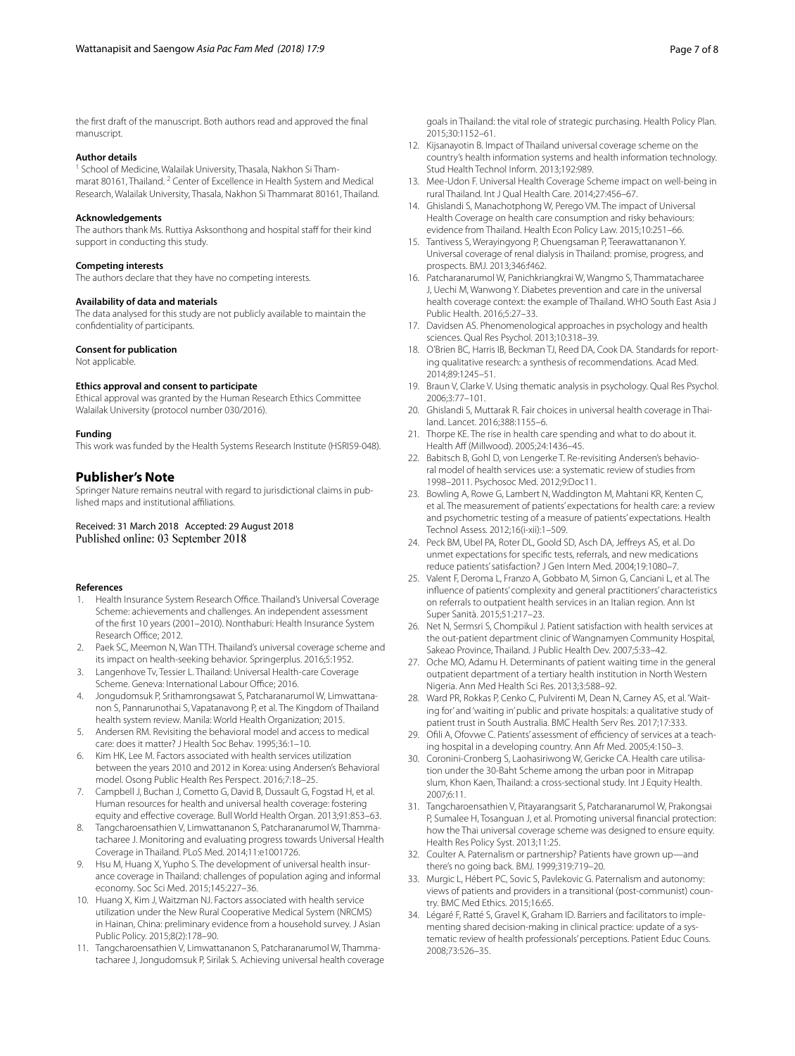the first draft of the manuscript. Both authors read and approved the final manuscript.

#### Author details

[1] School of Medicine, Walailak University, Thasala, Nakhon Si Thammarat 80161, Thailand. [2] Center of Excellence in Health System and Medical Research, Walailak University, Thasala, Nakhon Si Thammarat 80161, Thailand.

#### Acknowledgements

The authors thank Ms. Ruttiya Asksonthong and hospital staff for their kind support in conducting this study.

#### Competing interests

The authors declare that they have no competing interests.

#### Availability of data and materials

The data analysed for this study are not publicly available to maintain the confidentiality of participants.

#### Consent for publication

Not applicable.

#### Ethics approval and consent to participate

Ethical approval was granted by the Human Research Ethics Committee Walailak University (protocol number 030/2016).

#### Funding

This work was funded by the Health Systems Research Institute (HSRI59-048).

## Publisher's Note

Springer Nature remains neutral with regard to jurisdictional claims in published maps and institutional affiliations.

Received: 31 March 2018 Accepted: 29 August 2018
Published online: 03 September 2018

#### References

1. Health Insurance System Research Office. Thailand's Universal Coverage Scheme: achievements and challenges. An independent assessment of the first 10 years (2001–2010). Nonthaburi: Health Insurance System Research Office; 2012.
2. Paek SC, Meemon N, Wan TTH. Thailand's universal coverage scheme and its impact on health-seeking behavior. Springerplus. 2016;5:1952.
3. Langenhove Tv, Tessier L. Thailand: Universal Health-care Coverage Scheme. Geneva: International Labour Office; 2016.
4. Jongudomsuk P, Srithamrongsawat S, Patcharanarumol W, Limwattananon S, Pannarunothai S, Vapatanavong P, et al. The Kingdom of Thailand health system review. Manila: World Health Organization; 2015.
5. Andersen RM. Revisiting the behavioral model and access to medical care: does it matter? J Health Soc Behav. 1995;36:1–10.
6. Kim HK, Lee M. Factors associated with health services utilization between the years 2010 and 2012 in Korea: using Andersen's Behavioral model. Osong Public Health Res Perspect. 2016;7:18–25.
7. Campbell J, Buchan J, Cometto G, David B, Dussault G, Fogstad H, et al. Human resources for health and universal health coverage: fostering equity and effective coverage. Bull World Health Organ. 2013;91:853–63.
8. Tangcharoensathien V, Limwattananon S, Patcharanarumol W, Thammatacharee J. Monitoring and evaluating progress towards Universal Health Coverage in Thailand. PLoS Med. 2014;11:e1001726.
9. Hsu M, Huang X, Yupho S. The development of universal health insurance coverage in Thailand: challenges of population aging and informal economy. Soc Sci Med. 2015;145:227–36.
10. Huang X, Kim J, Waitzman NJ. Factors associated with health service utilization under the New Rural Cooperative Medical System (NRCMS) in Hainan, China: preliminary evidence from a household survey. J Asian Public Policy. 2015;8(2):178–90.
11. Tangcharoensathien V, Limwattananon S, Patcharanarumol W, Thammatacharee J, Jongudomsuk P, Sirilak S. Achieving universal health coverage goals in Thailand: the vital role of strategic purchasing. Health Policy Plan. 2015;30:1152–61.
12. Kijsanayotin B. Impact of Thailand universal coverage scheme on the country's health information systems and health information technology. Stud Health Technol Inform. 2013;192:989.
13. Mee-Udon F. Universal Health Coverage Scheme impact on well-being in rural Thailand. Int J Qual Health Care. 2014;27:456–67.
14. Ghislandi S, Manachotphong W, Perego VM. The impact of Universal Health Coverage on health care consumption and risky behaviours: evidence from Thailand. Health Econ Policy Law. 2015;10:251–66.
15. Tantivess S, Werayingyong P, Chuengsaman P, Teerawattananon Y. Universal coverage of renal dialysis in Thailand: promise, progress, and prospects. BMJ. 2013;346:f462.
16. Patcharanarumol W, Panichkriangkrai W, Wangmo S, Thammatacharee J, Uechi M, Wanwong Y. Diabetes prevention and care in the universal health coverage context: the example of Thailand. WHO South East Asia J Public Health. 2016;5:27–33.
17. Davidsen AS. Phenomenological approaches in psychology and health sciences. Qual Res Psychol. 2013;10:318–39.
18. O'Brien BC, Harris IB, Beckman TJ, Reed DA, Cook DA. Standards for reporting qualitative research: a synthesis of recommendations. Acad Med. 2014;89:1245–51.
19. Braun V, Clarke V. Using thematic analysis in psychology. Qual Res Psychol. 2006;3:77–101.
20. Ghislandi S, Muttarak R. Fair choices in universal health coverage in Thailand. Lancet. 2016;388:1155–6.
21. Thorpe KE. The rise in health care spending and what to do about it. Health Aff (Millwood). 2005;24:1436–45.
22. Babitsch B, Gohl D, von Lengerke T. Re-revisiting Andersen's behavioral model of health services use: a systematic review of studies from 1998–2011. Psychosoc Med. 2012;9:Doc11.
23. Bowling A, Rowe G, Lambert N, Waddington M, Mahtani KR, Kenten C, et al. The measurement of patients' expectations for health care: a review and psychometric testing of a measure of patients' expectations. Health Technol Assess. 2012;16(i-xii):1–509.
24. Peck BM, Ubel PA, Roter DL, Goold SD, Asch DA, Jeffreys AS, et al. Do unmet expectations for specific tests, referrals, and new medications reduce patients' satisfaction? J Gen Intern Med. 2004;19:1080–7.
25. Valent F, Deroma L, Franzo A, Gobbato M, Simon G, Canciani L, et al. The influence of patients' complexity and general practitioners' characteristics on referrals to outpatient health services in an Italian region. Ann Ist Super Sanità. 2015;51:217–23.
26. Net N, Sermsri S, Chompikul J. Patient satisfaction with health services at the out-patient department clinic of Wangnamyen Community Hospital, Sakeao Province, Thailand. J Public Health Dev. 2007;5:33–42.
27. Oche MO, Adamu H. Determinants of patient waiting time in the general outpatient department of a tertiary health institution in North Western Nigeria. Ann Med Health Sci Res. 2013;3:588–92.
28. Ward PR, Rokkas P, Cenko C, Pulvirenti M, Dean N, Carney AS, et al. 'Waiting for' and 'waiting in' public and private hospitals: a qualitative study of patient trust in South Australia. BMC Health Serv Res. 2017;17:333.
29. Ofili A, Ofovwe C. Patients' assessment of efficiency of services at a teaching hospital in a developing country. Ann Afr Med. 2005;4:150–3.
30. Coronini-Cronberg S, Laohasiriwong W, Gericke CA. Health care utilisation under the 30-Baht Scheme among the urban poor in Mitrapap slum, Khon Kaen, Thailand: a cross-sectional study. Int J Equity Health. 2007;6:11.
31. Tangcharoensathien V, Pitayarangsarit S, Patcharanarumol W, Prakongsai P, Sumalee H, Tosanguan J, et al. Promoting universal financial protection: how the Thai universal coverage scheme was designed to ensure equity. Health Res Policy Syst. 2013;11:25.
32. Coulter A. Paternalism or partnership? Patients have grown up—and there's no going back. BMJ. 1999;319:719–20.
33. Murgic L, Hébert PC, Sovic S, Pavlekovic G. Paternalism and autonomy: views of patients and providers in a transitional (post-communist) country. BMC Med Ethics. 2015;16:65.
34. Légaré F, Ratté S, Gravel K, Graham ID. Barriers and facilitators to implementing shared decision-making in clinical practice: update of a systematic review of health professionals' perceptions. Patient Educ Couns. 2008;73:526–35.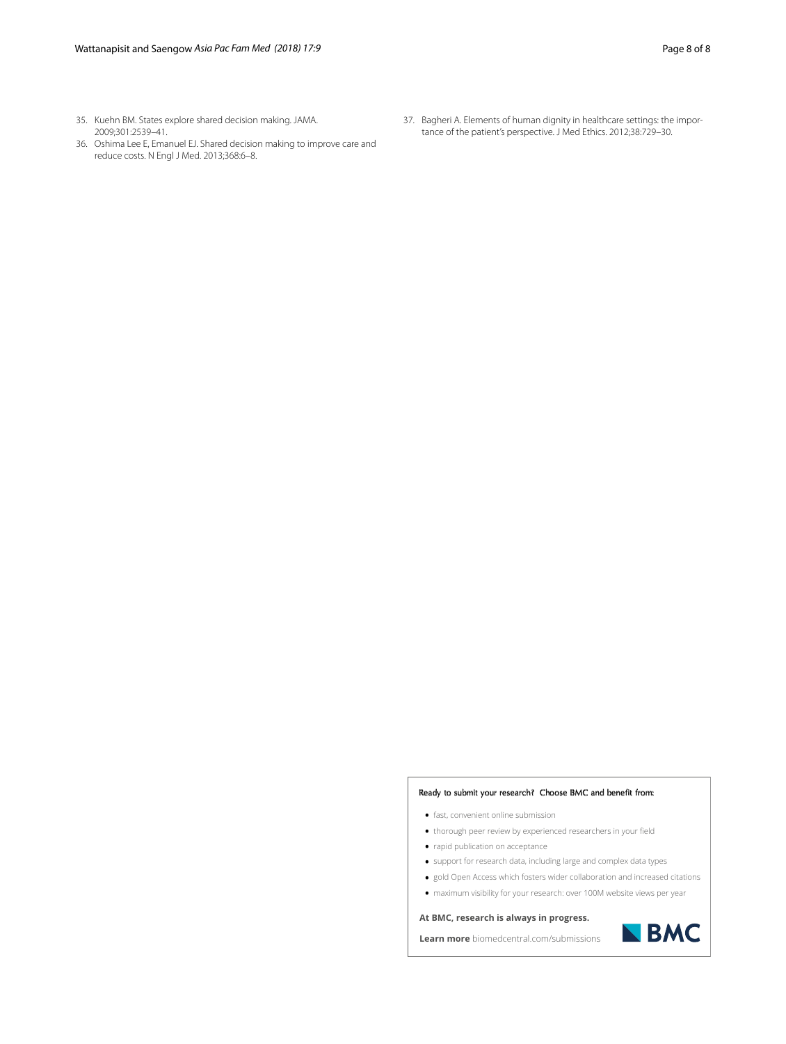35. Kuehn BM. States explore shared decision making. JAMA. 2009;301:2539–41.
36. Oshima Lee E, Emanuel EJ. Shared decision making to improve care and reduce costs. N Engl J Med. 2013;368:6–8.
37. Bagheri A. Elements of human dignity in healthcare settings: the importance of the patient's perspective. J Med Ethics. 2012;38:729–30.

Ready to submit your research? Choose BMC and benefit from:

- fast, convenient online submission
- thorough peer review by experienced researchers in your field
- rapid publication on acceptance
- support for research data, including large and complex data types
- gold Open Access which fosters wider collaboration and increased citations
- maximum visibility for your research: over 100M website views per year

**At BMC, research is always in progress.**

**Learn more** biomedcentral.com/submissions

BMC